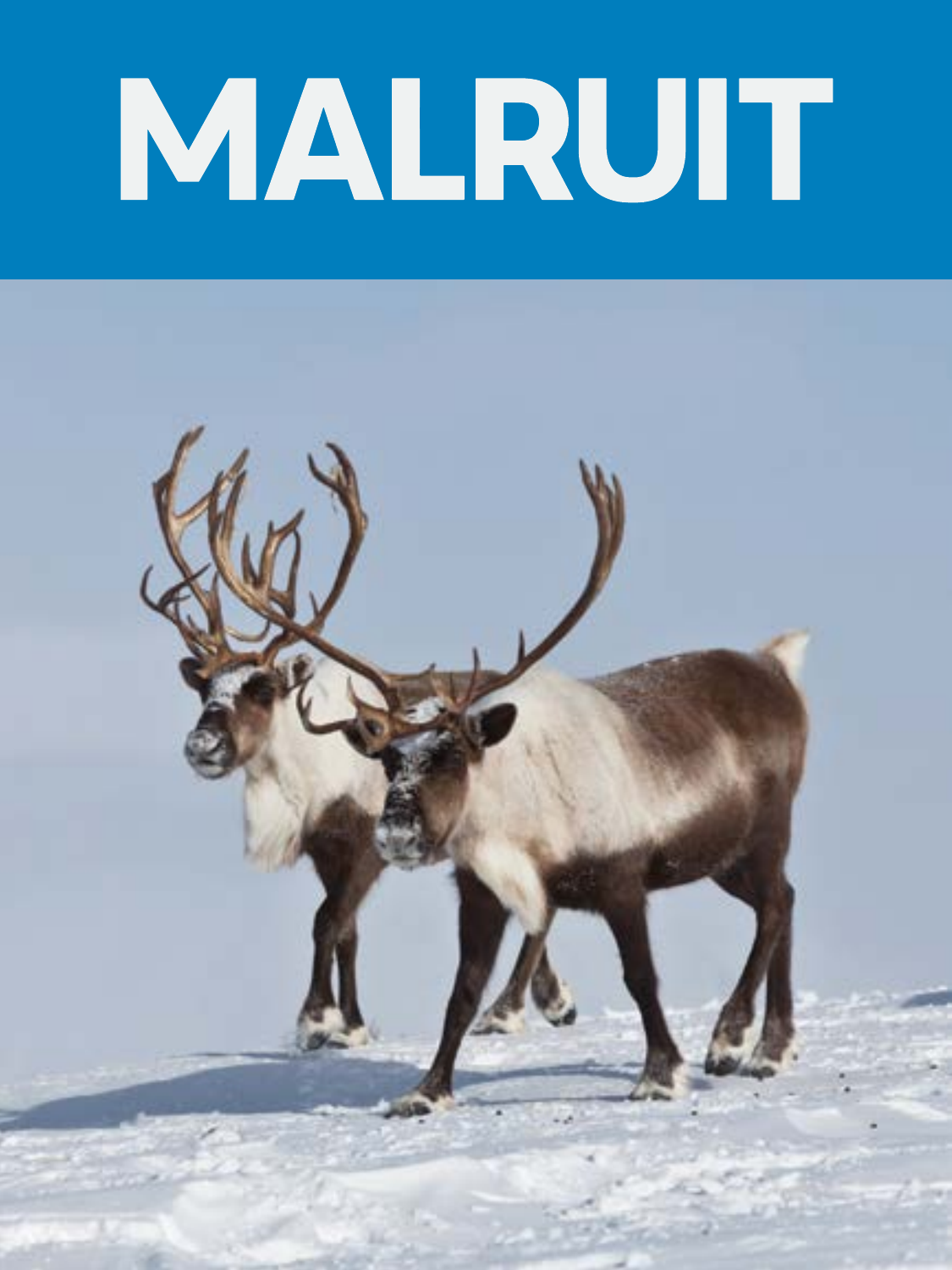# MALRUIT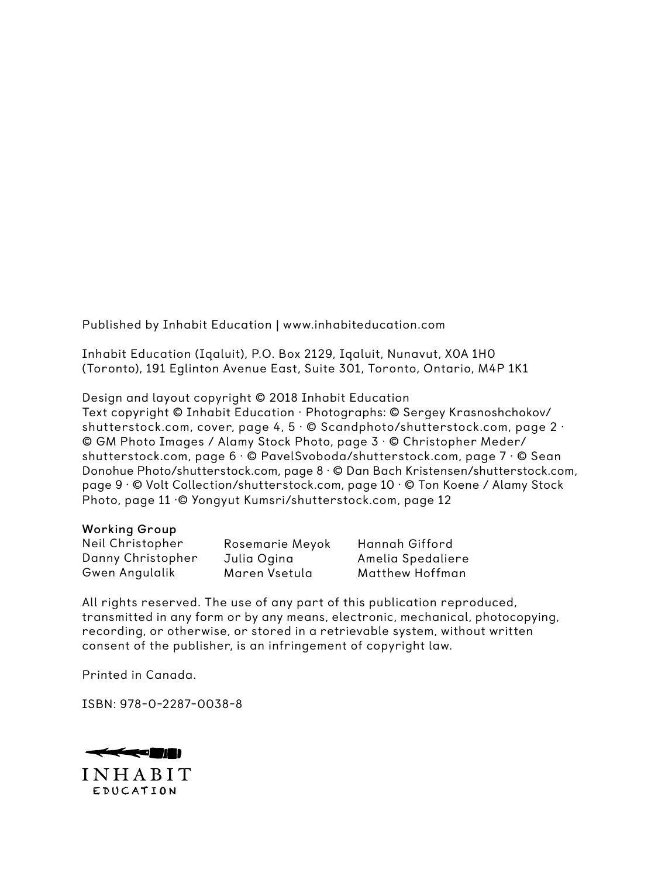Published by Inhabit Education | www.inhabiteducation.com

Inhabit Education (Iqaluit), P.O. Box 2129, Iqaluit, Nunavut, X0A 1H0
(Toronto), 191 Eglinton Avenue East, Suite 301, Toronto, Ontario, M4P 1K1

Design and layout copyright © 2018 Inhabit Education
Text copyright © Inhabit Education · Photographs: © Sergey Krasnoshchokov/shutterstock.com, cover, page 4, 5 · © Scandphoto/shutterstock.com, page 2 · © GM Photo Images / Alamy Stock Photo, page 3 · © Christopher Meder/shutterstock.com, page 6 · © PavelSvoboda/shutterstock.com, page 7 · © Sean Donohue Photo/shutterstock.com, page 8 · © Dan Bach Kristensen/shutterstock.com, page 9 · © Volt Collection/shutterstock.com, page 10 · © Ton Koene / Alamy Stock Photo, page 11 ·© Yongyut Kumsri/shutterstock.com, page 12

**Working Group**

Neil Christopher
Danny Christopher
Gwen Angulalik
Rosemarie Meyok
Julia Ogina
Maren Vsetula
Hannah Gifford
Amelia Spedaliere
Matthew Hoffman

All rights reserved. The use of any part of this publication reproduced, transmitted in any form or by any means, electronic, mechanical, photocopying, recording, or otherwise, or stored in a retrievable system, without written consent of the publisher, is an infringement of copyright law.

Printed in Canada.

ISBN: 978-0-2287-0038-8

INHABIT
EDUCATION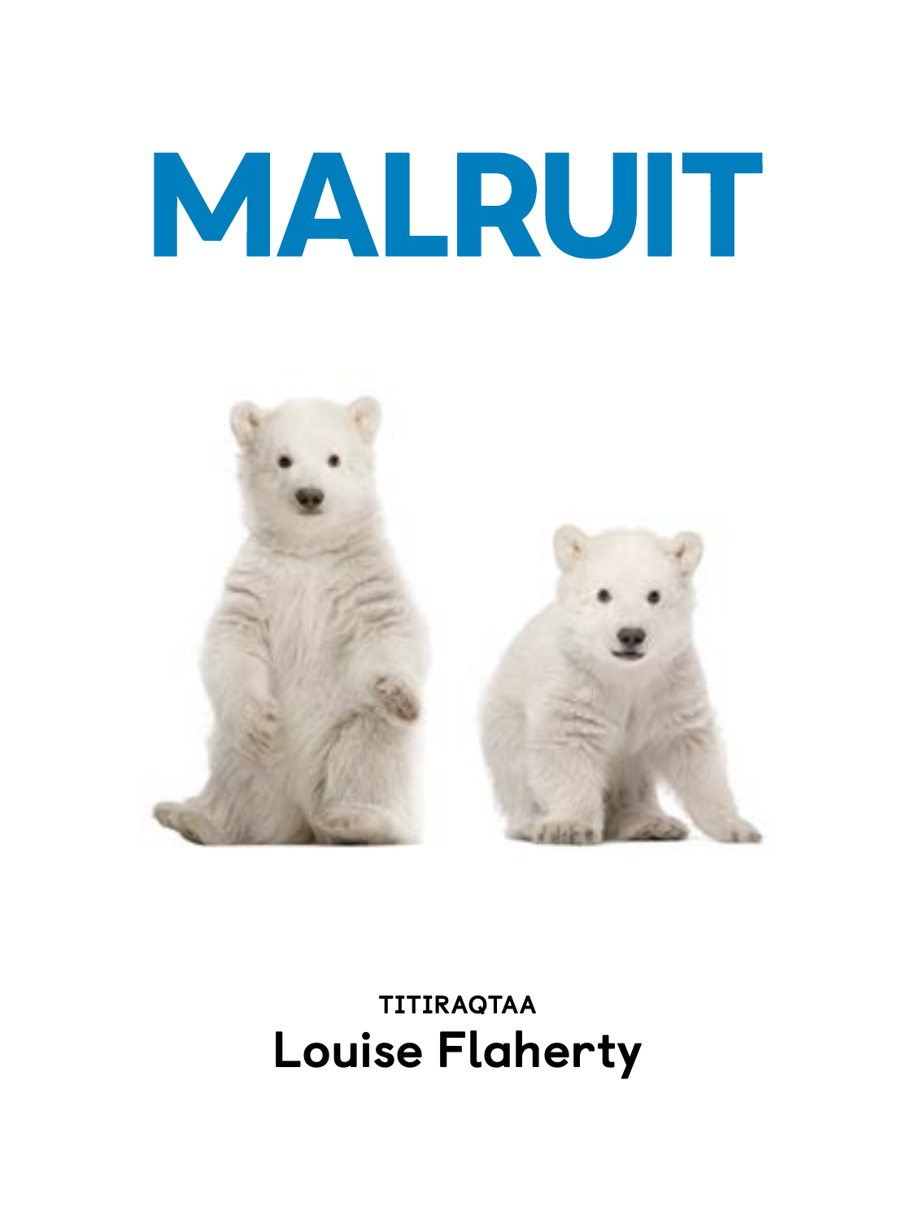# MALRUIT

TITIRAQTAA

**Louise Flaherty**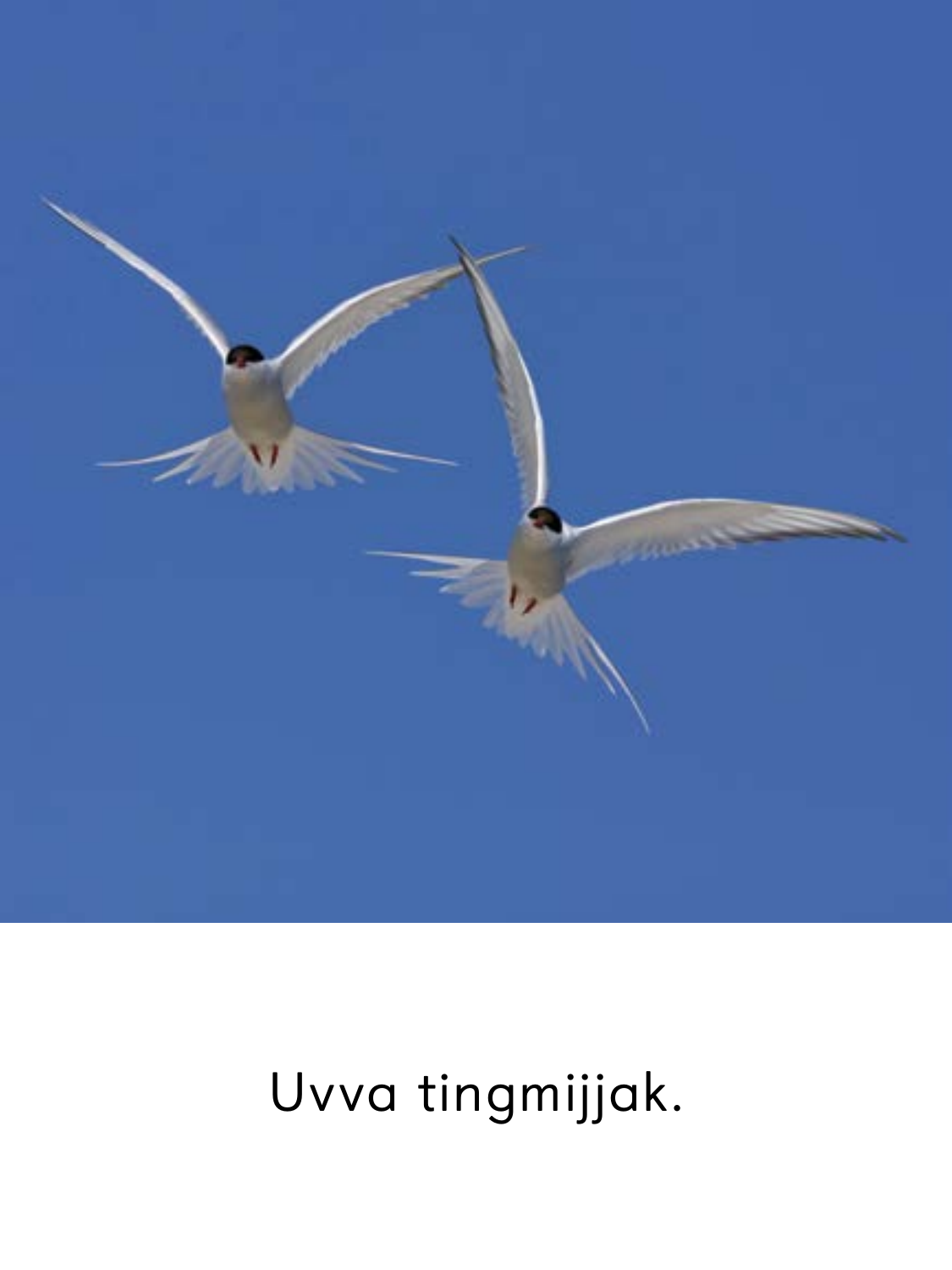Uvva tingmijjak.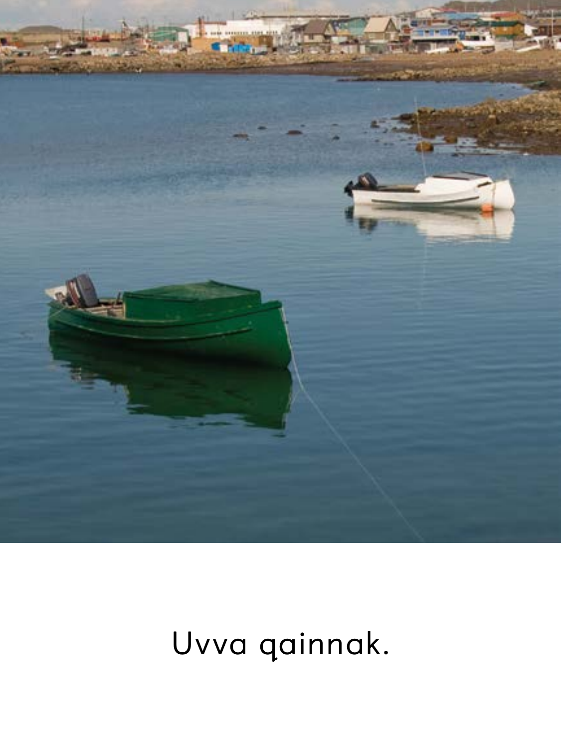Uvva qainnak.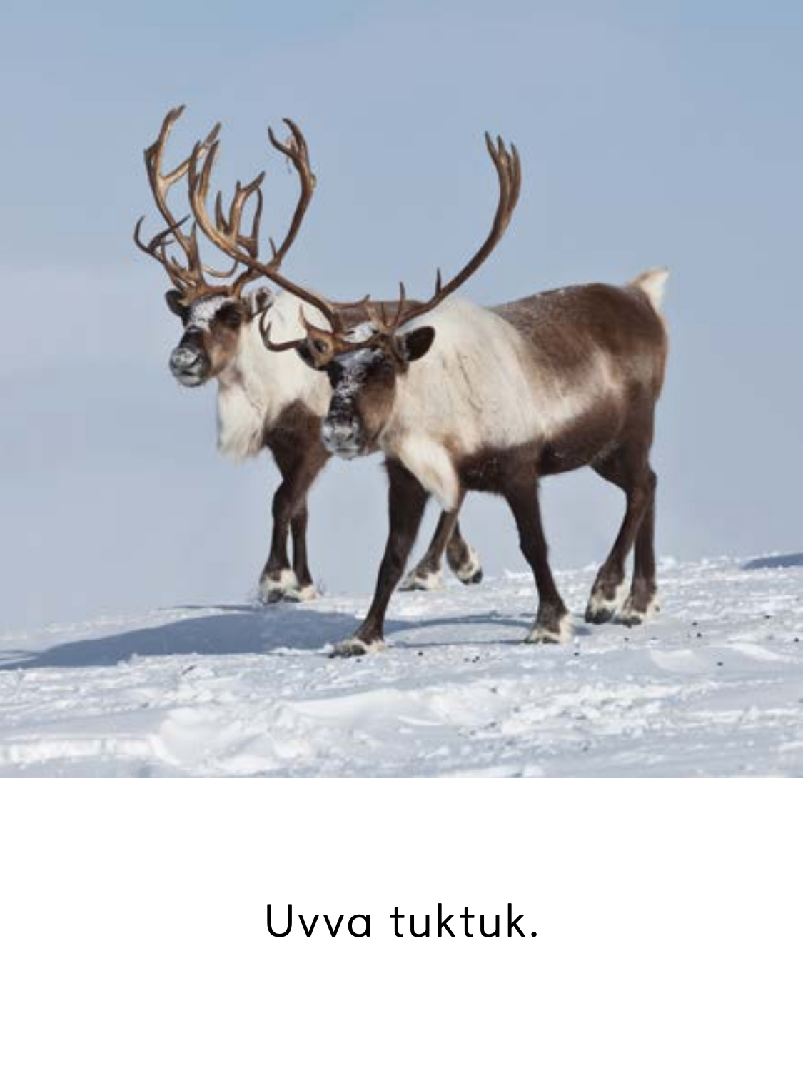Uvva tuktuk.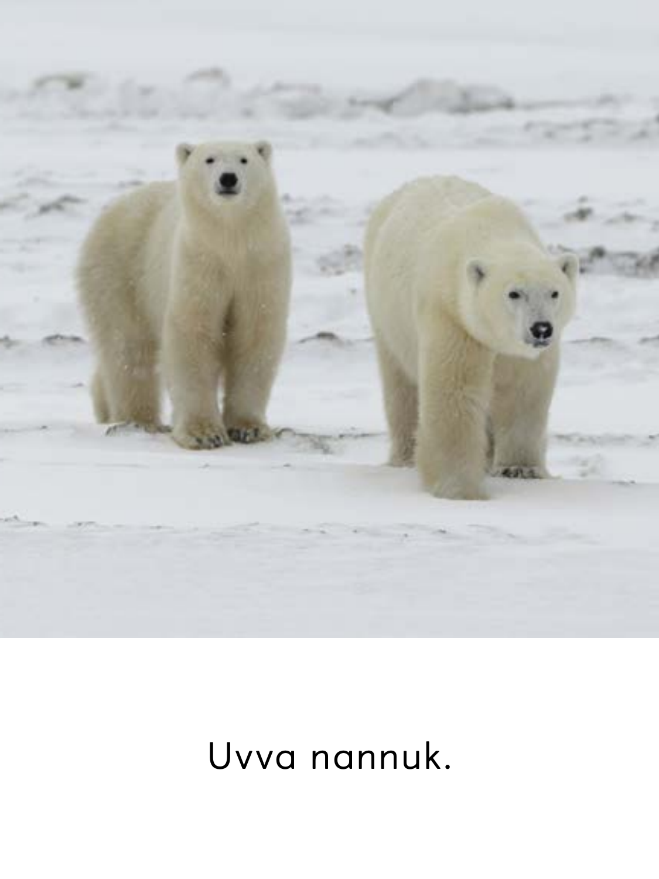Uvva nannuk.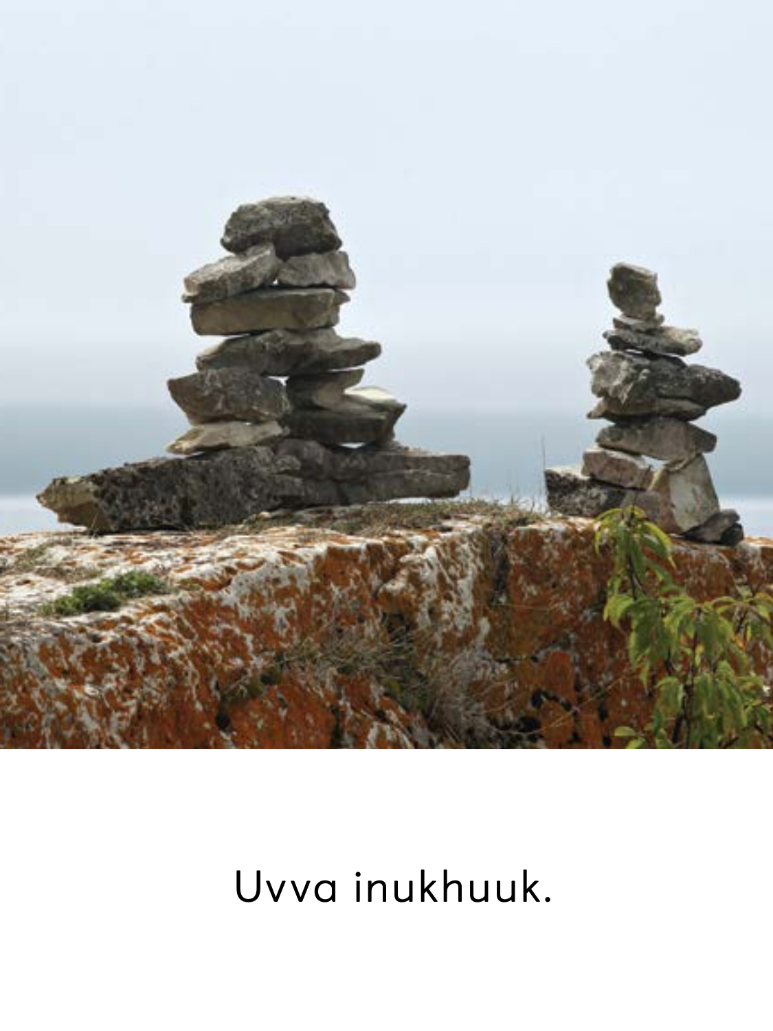Uvva inukhuuk.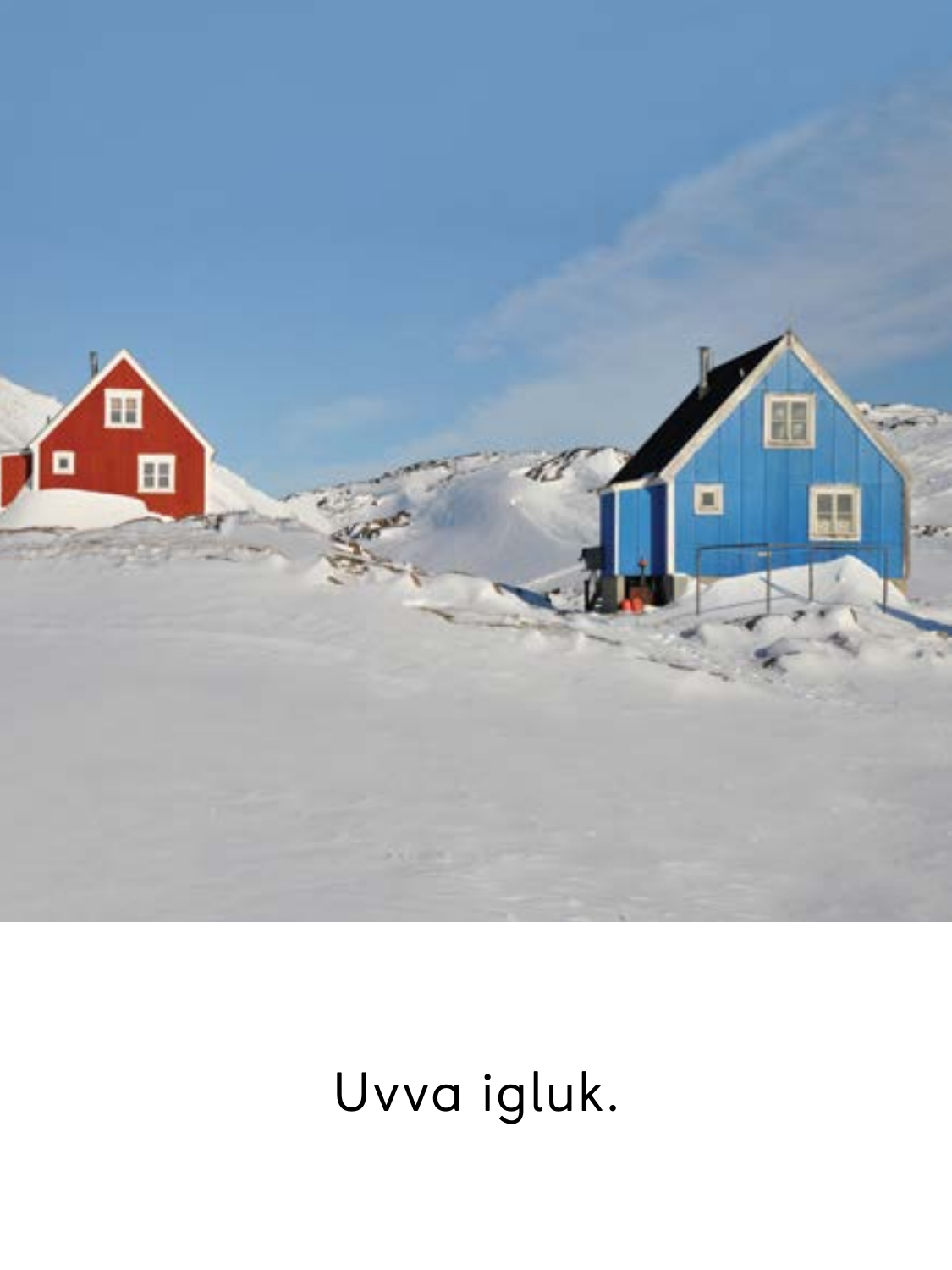Uvva igluk.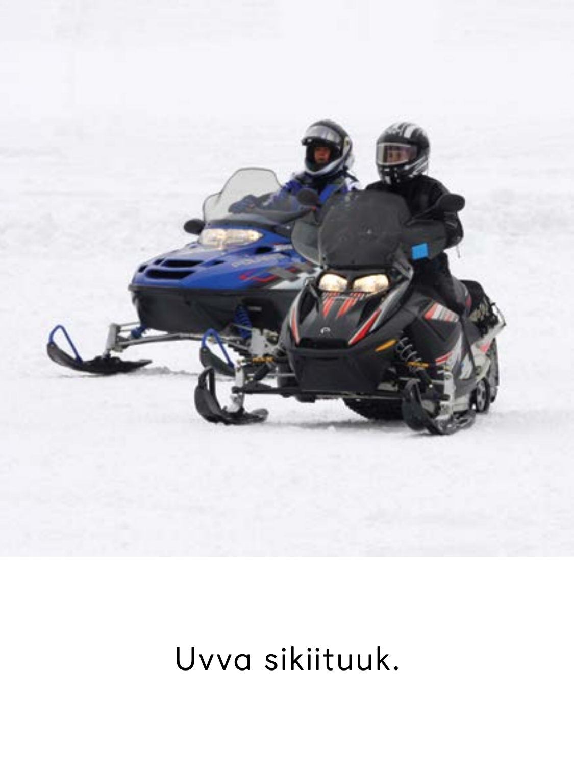Uvva sikiituuk.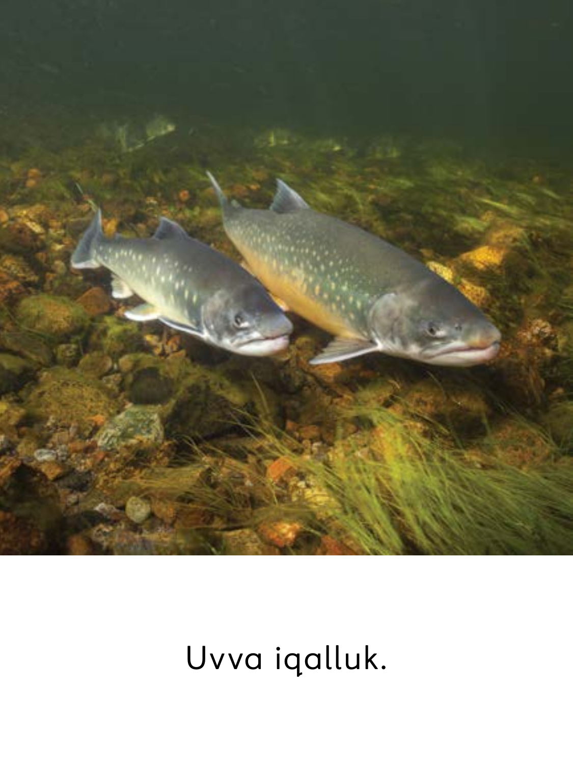Uvva iqalluk.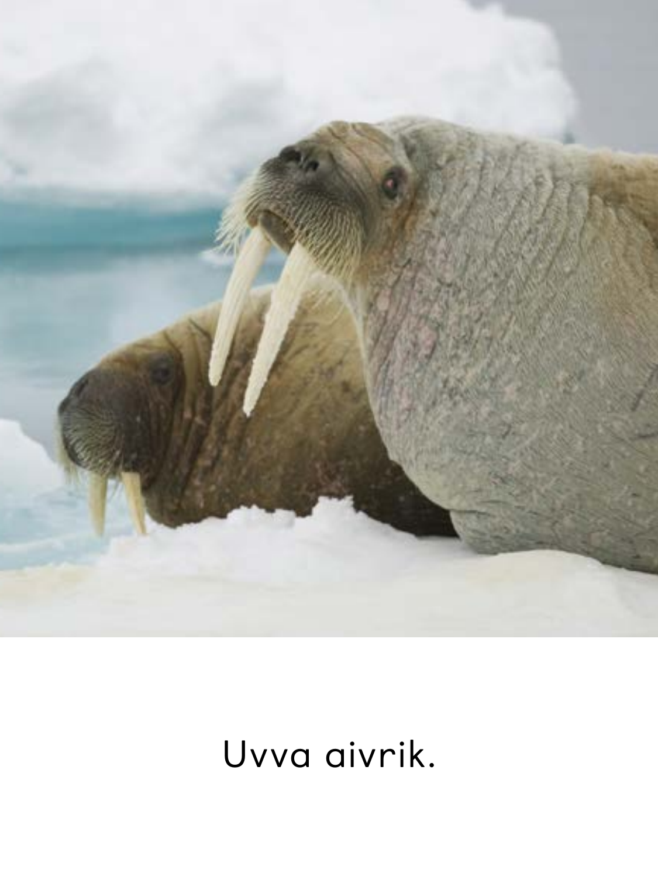Uvva aivrik.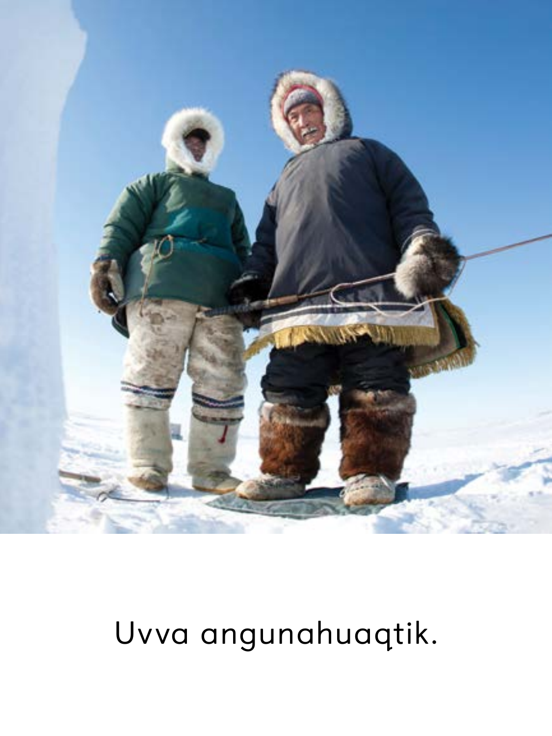Uvva angunahuaqtik.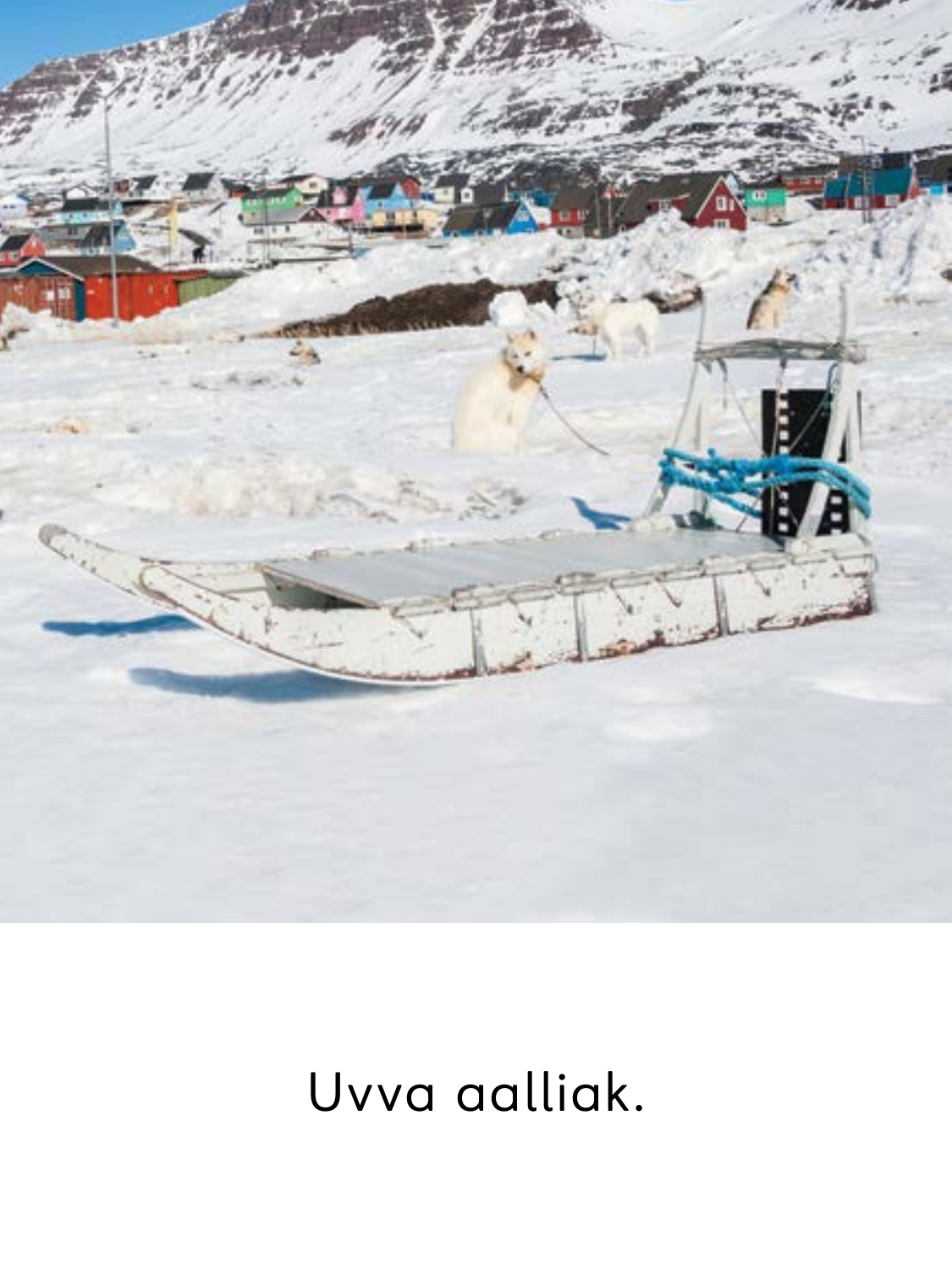Uvva aalliak.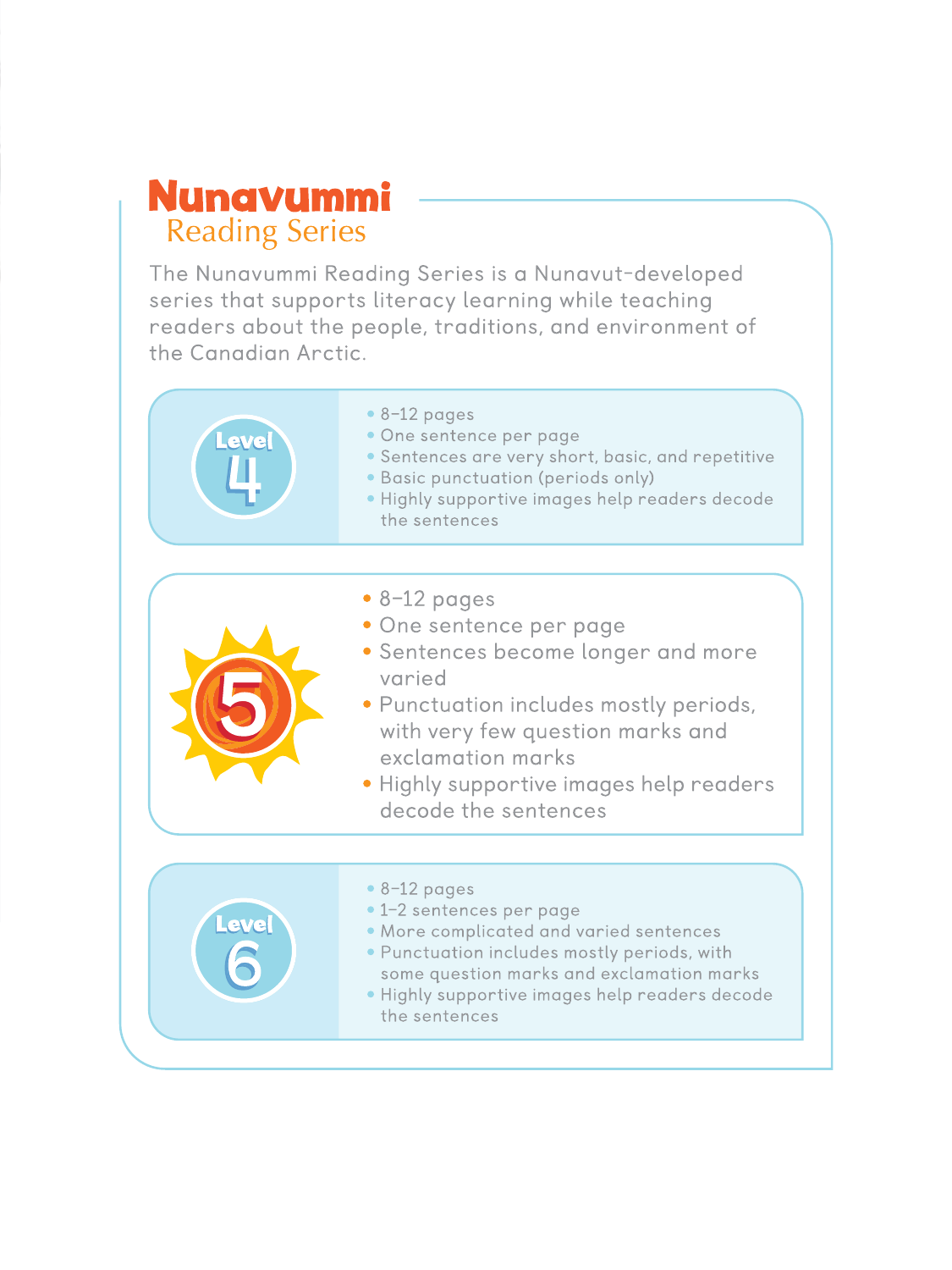# Nunavummi Reading Series

The Nunavummi Reading Series is a Nunavut-developed series that supports literacy learning while teaching readers about the people, traditions, and environment of the Canadian Arctic.

## Level 4

- 8–12 pages
- One sentence per page
- Sentences are very short, basic, and repetitive
- Basic punctuation (periods only)
- Highly supportive images help readers decode the sentences

## 5

- 8–12 pages
- One sentence per page
- Sentences become longer and more varied
- Punctuation includes mostly periods, with very few question marks and exclamation marks
- Highly supportive images help readers decode the sentences

## Level 6

- 8–12 pages
- 1–2 sentences per page
- More complicated and varied sentences
- Punctuation includes mostly periods, with some question marks and exclamation marks
- Highly supportive images help readers decode the sentences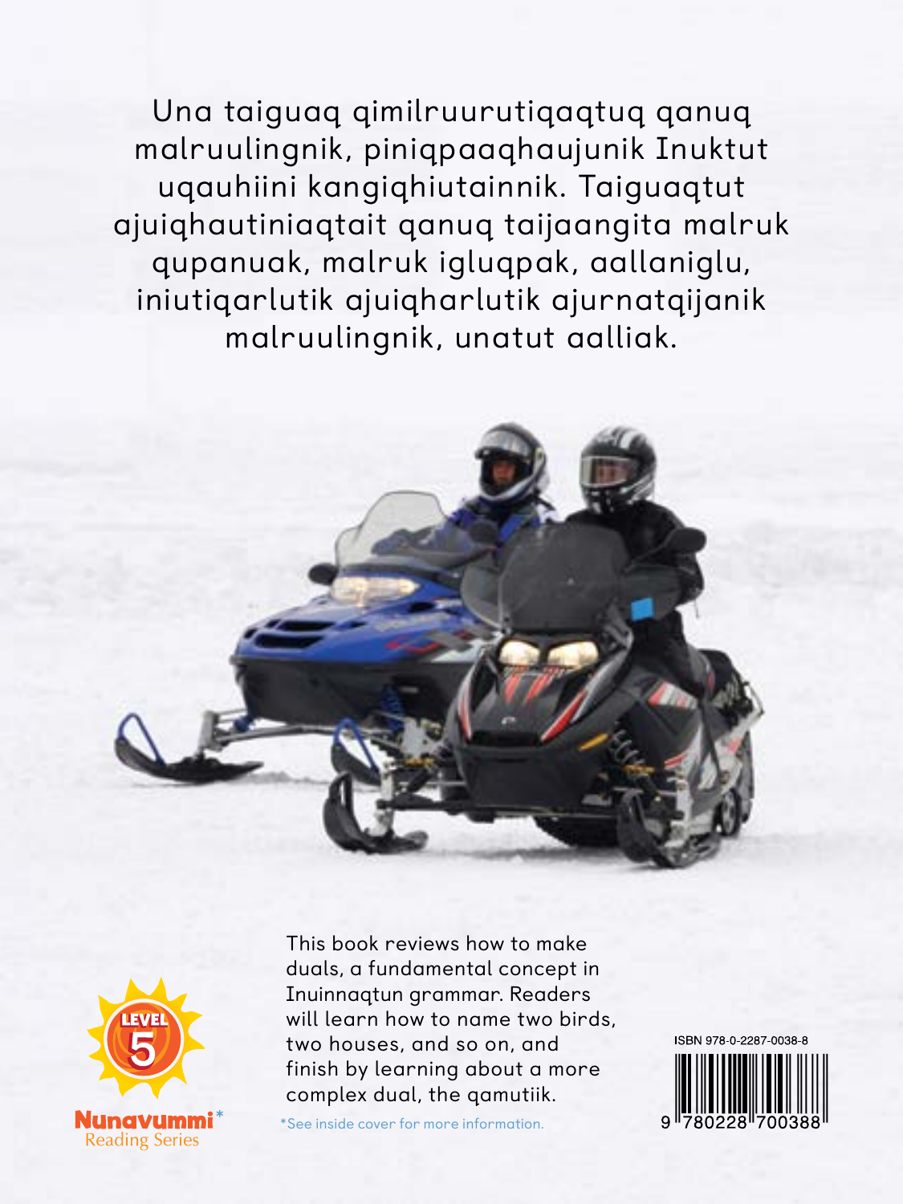Una taiguaq qimilruurutiqaqtuq qanuq malruulingnik, piniqpaaqhaujunik Inuktut uqauhiini kangiqhiutainnik. Taiguaqtut ajuiqhautiniaqtait qanuq taijaangita malruk qupanuak, malruk igluqpak, aallaniglu, iniutiqarlutik ajuiqharlutik ajurnatqijanik malruulingnik, unatut aalliak.

This book reviews how to make duals, a fundamental concept in Inuinnaqtun grammar. Readers will learn how to name two birds, two houses, and so on, and finish by learning about a more complex dual, the qamutiik.

LEVEL 5

Nunavummi* Reading Series

*See inside cover for more information.

ISBN 978-0-2287-0038-8

9 780228 700388